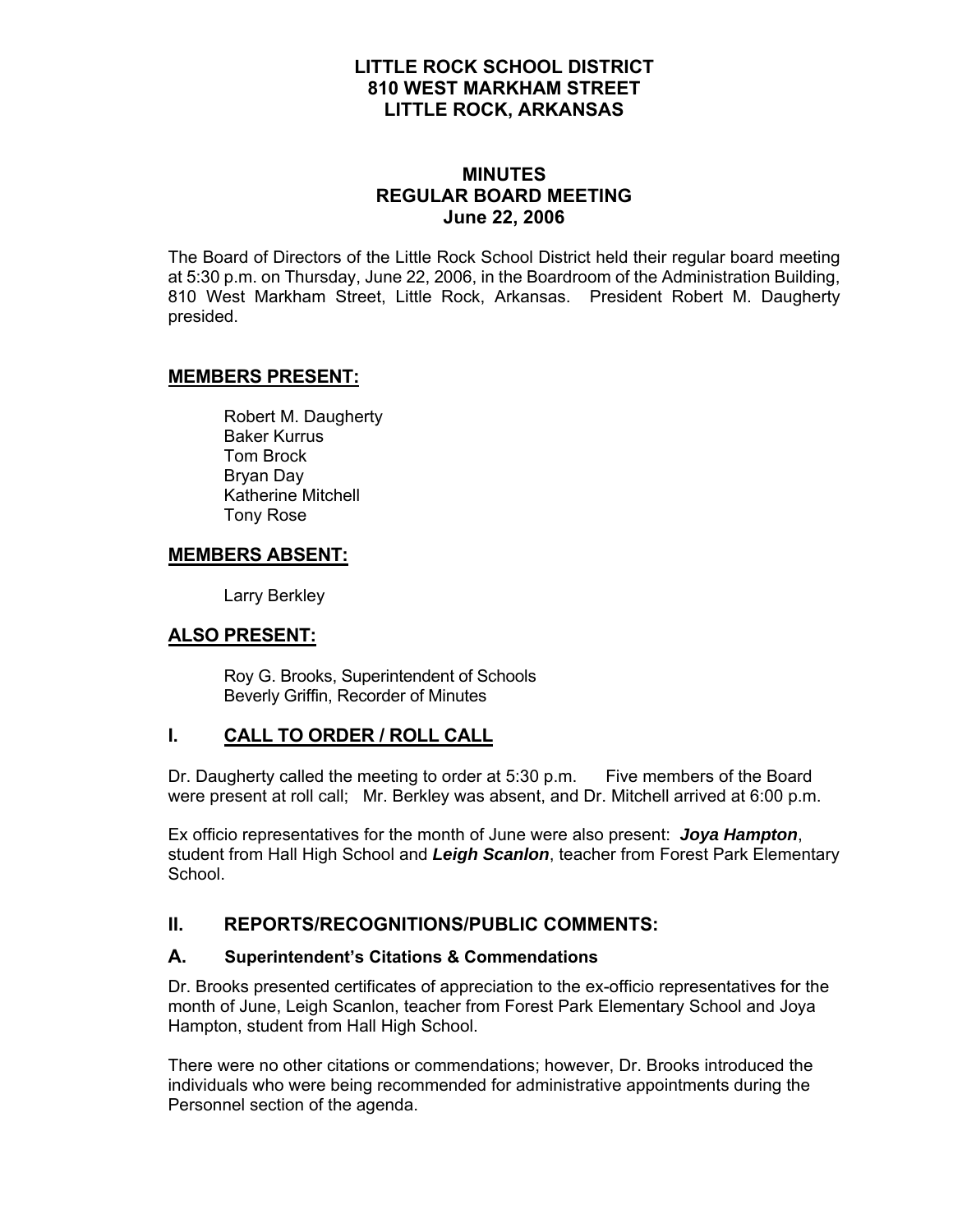# LITTLE ROCK SCHOOL DISTRICT
# 810 WEST MARKHAM STREET
# LITTLE ROCK, ARKANSAS

## MINUTES
## REGULAR BOARD MEETING
## June 22, 2006

The Board of Directors of the Little Rock School District held their regular board meeting at 5:30 p.m. on Thursday, June 22, 2006, in the Boardroom of the Administration Building, 810 West Markham Street, Little Rock, Arkansas. President Robert M. Daugherty presided.

## MEMBERS PRESENT:

Robert M. Daugherty
Baker Kurrus
Tom Brock
Bryan Day
Katherine Mitchell
Tony Rose

## MEMBERS ABSENT:

Larry Berkley

## ALSO PRESENT:

Roy G. Brooks, Superintendent of Schools
Beverly Griffin, Recorder of Minutes

## I. CALL TO ORDER / ROLL CALL

Dr. Daugherty called the meeting to order at 5:30 p.m. Five members of the Board were present at roll call; Mr. Berkley was absent, and Dr. Mitchell arrived at 6:00 p.m.

Ex officio representatives for the month of June were also present: ***Joya Hampton***, student from Hall High School and ***Leigh Scanlon***, teacher from Forest Park Elementary School.

## II. REPORTS/RECOGNITIONS/PUBLIC COMMENTS:

### A. Superintendent's Citations & Commendations

Dr. Brooks presented certificates of appreciation to the ex-officio representatives for the month of June, Leigh Scanlon, teacher from Forest Park Elementary School and Joya Hampton, student from Hall High School.

There were no other citations or commendations; however, Dr. Brooks introduced the individuals who were being recommended for administrative appointments during the Personnel section of the agenda.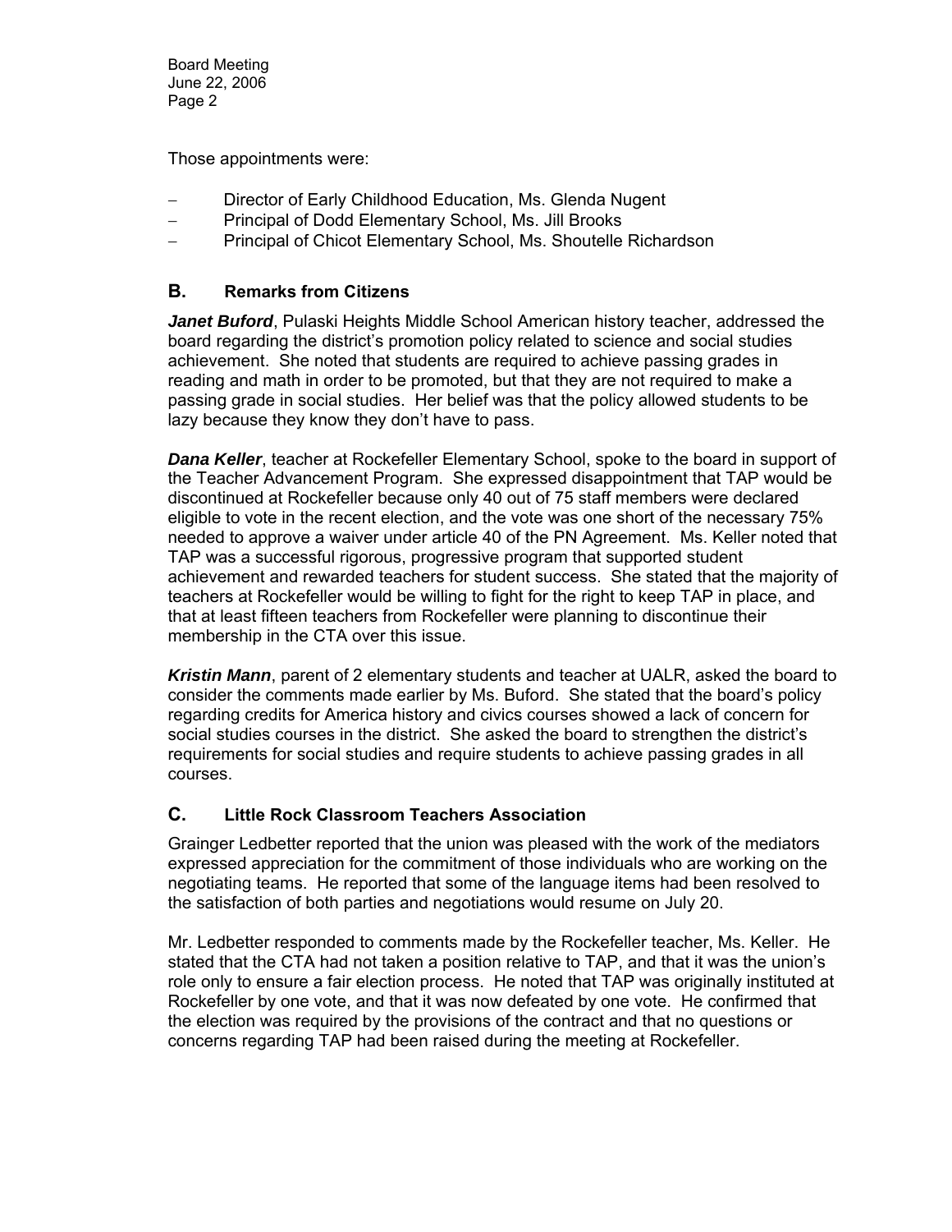Those appointments were:

- Director of Early Childhood Education, Ms. Glenda Nugent
- Principal of Dodd Elementary School, Ms. Jill Brooks
- Principal of Chicot Elementary School, Ms. Shoutelle Richardson

## B. Remarks from Citizens

***Janet Buford***, Pulaski Heights Middle School American history teacher, addressed the board regarding the district's promotion policy related to science and social studies achievement. She noted that students are required to achieve passing grades in reading and math in order to be promoted, but that they are not required to make a passing grade in social studies. Her belief was that the policy allowed students to be lazy because they know they don't have to pass.

***Dana Keller***, teacher at Rockefeller Elementary School, spoke to the board in support of the Teacher Advancement Program. She expressed disappointment that TAP would be discontinued at Rockefeller because only 40 out of 75 staff members were declared eligible to vote in the recent election, and the vote was one short of the necessary 75% needed to approve a waiver under article 40 of the PN Agreement. Ms. Keller noted that TAP was a successful rigorous, progressive program that supported student achievement and rewarded teachers for student success. She stated that the majority of teachers at Rockefeller would be willing to fight for the right to keep TAP in place, and that at least fifteen teachers from Rockefeller were planning to discontinue their membership in the CTA over this issue.

***Kristin Mann***, parent of 2 elementary students and teacher at UALR, asked the board to consider the comments made earlier by Ms. Buford. She stated that the board's policy regarding credits for America history and civics courses showed a lack of concern for social studies courses in the district. She asked the board to strengthen the district's requirements for social studies and require students to achieve passing grades in all courses.

## C. Little Rock Classroom Teachers Association

Grainger Ledbetter reported that the union was pleased with the work of the mediators expressed appreciation for the commitment of those individuals who are working on the negotiating teams. He reported that some of the language items had been resolved to the satisfaction of both parties and negotiations would resume on July 20.

Mr. Ledbetter responded to comments made by the Rockefeller teacher, Ms. Keller. He stated that the CTA had not taken a position relative to TAP, and that it was the union's role only to ensure a fair election process. He noted that TAP was originally instituted at Rockefeller by one vote, and that it was now defeated by one vote. He confirmed that the election was required by the provisions of the contract and that no questions or concerns regarding TAP had been raised during the meeting at Rockefeller.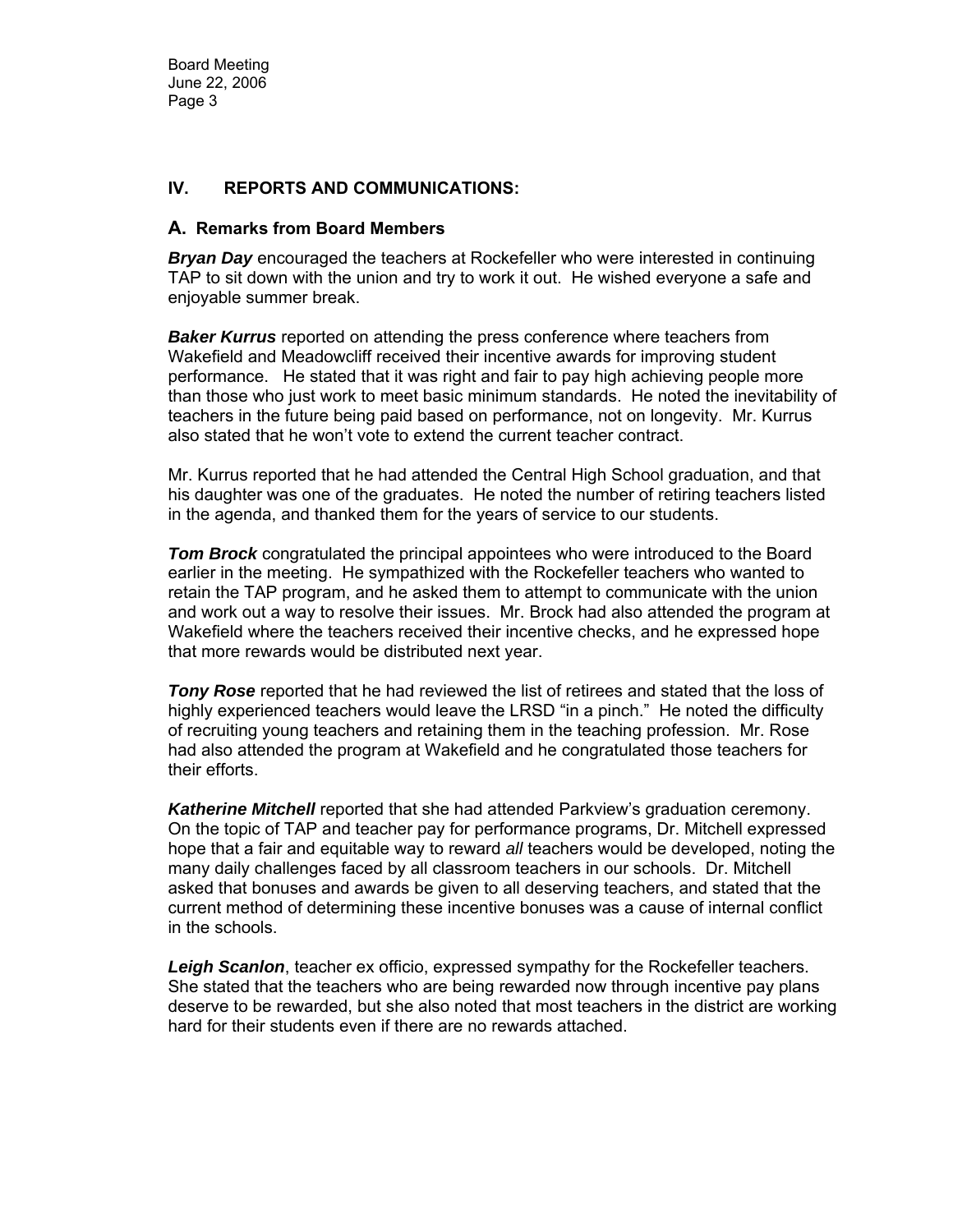## IV. REPORTS AND COMMUNICATIONS:

### A. Remarks from Board Members

***Bryan Day*** encouraged the teachers at Rockefeller who were interested in continuing TAP to sit down with the union and try to work it out. He wished everyone a safe and enjoyable summer break.

***Baker Kurrus*** reported on attending the press conference where teachers from Wakefield and Meadowcliff received their incentive awards for improving student performance. He stated that it was right and fair to pay high achieving people more than those who just work to meet basic minimum standards. He noted the inevitability of teachers in the future being paid based on performance, not on longevity. Mr. Kurrus also stated that he won't vote to extend the current teacher contract.

Mr. Kurrus reported that he had attended the Central High School graduation, and that his daughter was one of the graduates. He noted the number of retiring teachers listed in the agenda, and thanked them for the years of service to our students.

***Tom Brock*** congratulated the principal appointees who were introduced to the Board earlier in the meeting. He sympathized with the Rockefeller teachers who wanted to retain the TAP program, and he asked them to attempt to communicate with the union and work out a way to resolve their issues. Mr. Brock had also attended the program at Wakefield where the teachers received their incentive checks, and he expressed hope that more rewards would be distributed next year.

***Tony Rose*** reported that he had reviewed the list of retirees and stated that the loss of highly experienced teachers would leave the LRSD "in a pinch." He noted the difficulty of recruiting young teachers and retaining them in the teaching profession. Mr. Rose had also attended the program at Wakefield and he congratulated those teachers for their efforts.

***Katherine Mitchell*** reported that she had attended Parkview's graduation ceremony. On the topic of TAP and teacher pay for performance programs, Dr. Mitchell expressed hope that a fair and equitable way to reward *all* teachers would be developed, noting the many daily challenges faced by all classroom teachers in our schools. Dr. Mitchell asked that bonuses and awards be given to all deserving teachers, and stated that the current method of determining these incentive bonuses was a cause of internal conflict in the schools.

***Leigh Scanlon***, teacher ex officio, expressed sympathy for the Rockefeller teachers. She stated that the teachers who are being rewarded now through incentive pay plans deserve to be rewarded, but she also noted that most teachers in the district are working hard for their students even if there are no rewards attached.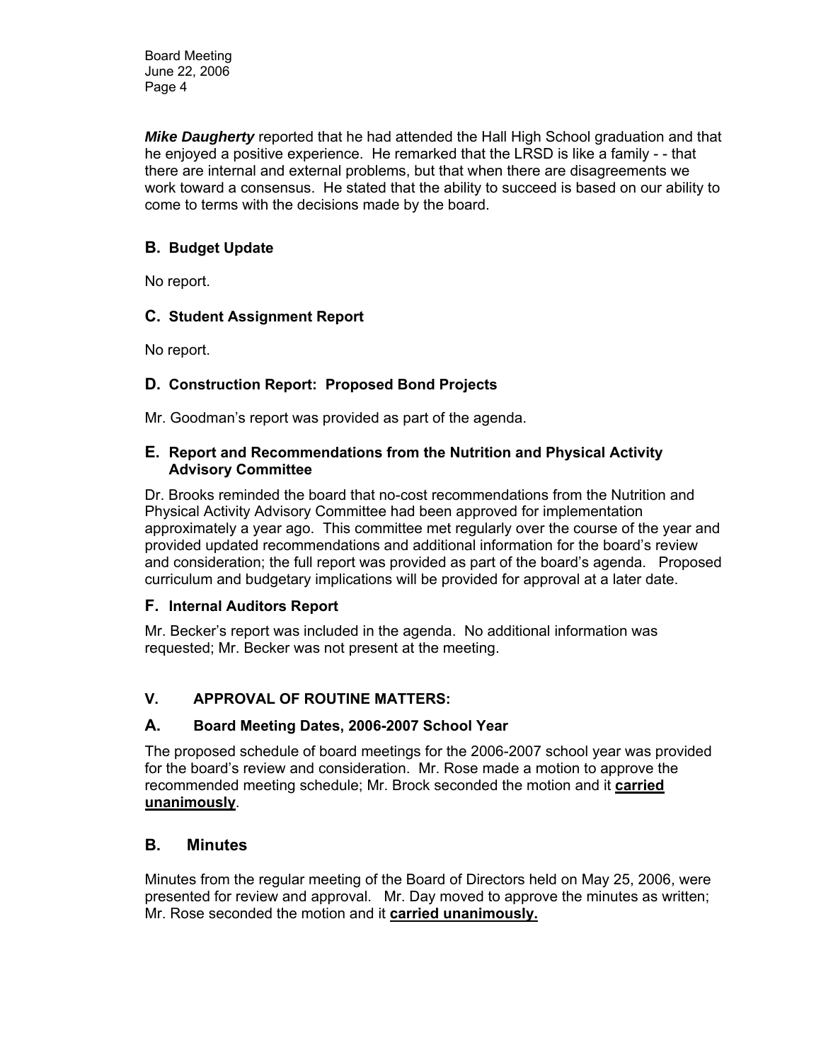***Mike Daugherty*** reported that he had attended the Hall High School graduation and that he enjoyed a positive experience. He remarked that the LRSD is like a family - - that there are internal and external problems, but that when there are disagreements we work toward a consensus. He stated that the ability to succeed is based on our ability to come to terms with the decisions made by the board.

### B. Budget Update

No report.

### C. Student Assignment Report

No report.

### D. Construction Report: Proposed Bond Projects

Mr. Goodman's report was provided as part of the agenda.

### E. Report and Recommendations from the Nutrition and Physical Activity Advisory Committee

Dr. Brooks reminded the board that no-cost recommendations from the Nutrition and Physical Activity Advisory Committee had been approved for implementation approximately a year ago. This committee met regularly over the course of the year and provided updated recommendations and additional information for the board's review and consideration; the full report was provided as part of the board's agenda. Proposed curriculum and budgetary implications will be provided for approval at a later date.

### F. Internal Auditors Report

Mr. Becker's report was included in the agenda. No additional information was requested; Mr. Becker was not present at the meeting.

## V. APPROVAL OF ROUTINE MATTERS:

### A. Board Meeting Dates, 2006-2007 School Year

The proposed schedule of board meetings for the 2006-2007 school year was provided for the board's review and consideration. Mr. Rose made a motion to approve the recommended meeting schedule; Mr. Brock seconded the motion and it **carried unanimously**.

### B. Minutes

Minutes from the regular meeting of the Board of Directors held on May 25, 2006, were presented for review and approval. Mr. Day moved to approve the minutes as written; Mr. Rose seconded the motion and it **carried unanimously.**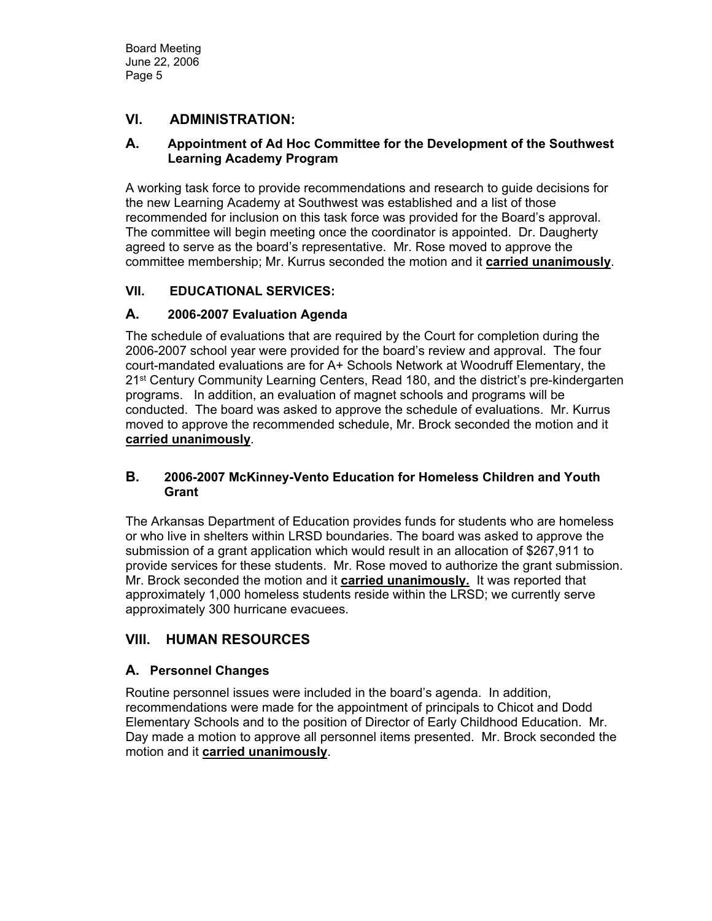## VI. ADMINISTRATION:

### A. Appointment of Ad Hoc Committee for the Development of the Southwest Learning Academy Program

A working task force to provide recommendations and research to guide decisions for the new Learning Academy at Southwest was established and a list of those recommended for inclusion on this task force was provided for the Board's approval. The committee will begin meeting once the coordinator is appointed. Dr. Daugherty agreed to serve as the board's representative. Mr. Rose moved to approve the committee membership; Mr. Kurrus seconded the motion and it **carried unanimously**.

## VII. EDUCATIONAL SERVICES:

### A. 2006-2007 Evaluation Agenda

The schedule of evaluations that are required by the Court for completion during the 2006-2007 school year were provided for the board's review and approval. The four court-mandated evaluations are for A+ Schools Network at Woodruff Elementary, the 21st Century Community Learning Centers, Read 180, and the district's pre-kindergarten programs. In addition, an evaluation of magnet schools and programs will be conducted. The board was asked to approve the schedule of evaluations. Mr. Kurrus moved to approve the recommended schedule, Mr. Brock seconded the motion and it **carried unanimously**.

### B. 2006-2007 McKinney-Vento Education for Homeless Children and Youth Grant

The Arkansas Department of Education provides funds for students who are homeless or who live in shelters within LRSD boundaries. The board was asked to approve the submission of a grant application which would result in an allocation of $267,911 to provide services for these students. Mr. Rose moved to authorize the grant submission. Mr. Brock seconded the motion and it **carried unanimously.** It was reported that approximately 1,000 homeless students reside within the LRSD; we currently serve approximately 300 hurricane evacuees.

## VIII. HUMAN RESOURCES

### A. Personnel Changes

Routine personnel issues were included in the board's agenda. In addition, recommendations were made for the appointment of principals to Chicot and Dodd Elementary Schools and to the position of Director of Early Childhood Education. Mr. Day made a motion to approve all personnel items presented. Mr. Brock seconded the motion and it **carried unanimously**.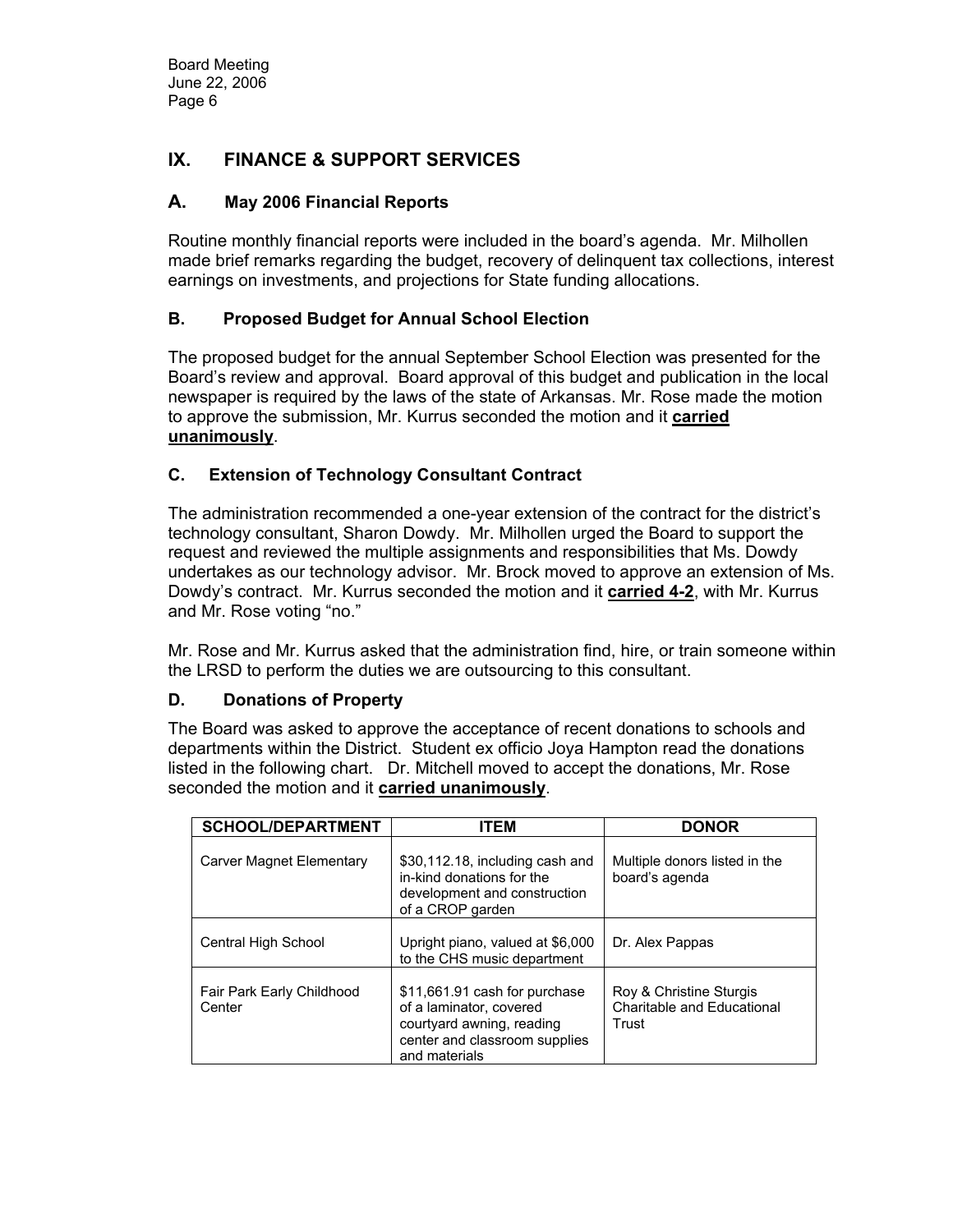## IX. FINANCE & SUPPORT SERVICES

### A. May 2006 Financial Reports

Routine monthly financial reports were included in the board's agenda. Mr. Milhollen made brief remarks regarding the budget, recovery of delinquent tax collections, interest earnings on investments, and projections for State funding allocations.

### B. Proposed Budget for Annual School Election

The proposed budget for the annual September School Election was presented for the Board's review and approval. Board approval of this budget and publication in the local newspaper is required by the laws of the state of Arkansas. Mr. Rose made the motion to approve the submission, Mr. Kurrus seconded the motion and it **carried unanimously**.

### C. Extension of Technology Consultant Contract

The administration recommended a one-year extension of the contract for the district's technology consultant, Sharon Dowdy. Mr. Milhollen urged the Board to support the request and reviewed the multiple assignments and responsibilities that Ms. Dowdy undertakes as our technology advisor. Mr. Brock moved to approve an extension of Ms. Dowdy's contract. Mr. Kurrus seconded the motion and it **carried 4-2**, with Mr. Kurrus and Mr. Rose voting "no."

Mr. Rose and Mr. Kurrus asked that the administration find, hire, or train someone within the LRSD to perform the duties we are outsourcing to this consultant.

### D. Donations of Property

The Board was asked to approve the acceptance of recent donations to schools and departments within the District. Student ex officio Joya Hampton read the donations listed in the following chart. Dr. Mitchell moved to accept the donations, Mr. Rose seconded the motion and it **carried unanimously**.

| SCHOOL/DEPARTMENT | ITEM | DONOR |
|---|---|---|
| Carver Magnet Elementary | $30,112.18, including cash and in-kind donations for the development and construction of a CROP garden | Multiple donors listed in the board's agenda |
| Central High School | Upright piano, valued at $6,000 to the CHS music department | Dr. Alex Pappas |
| Fair Park Early Childhood Center | $11,661.91 cash for purchase of a laminator, covered courtyard awning, reading center and classroom supplies and materials | Roy & Christine Sturgis Charitable and Educational Trust |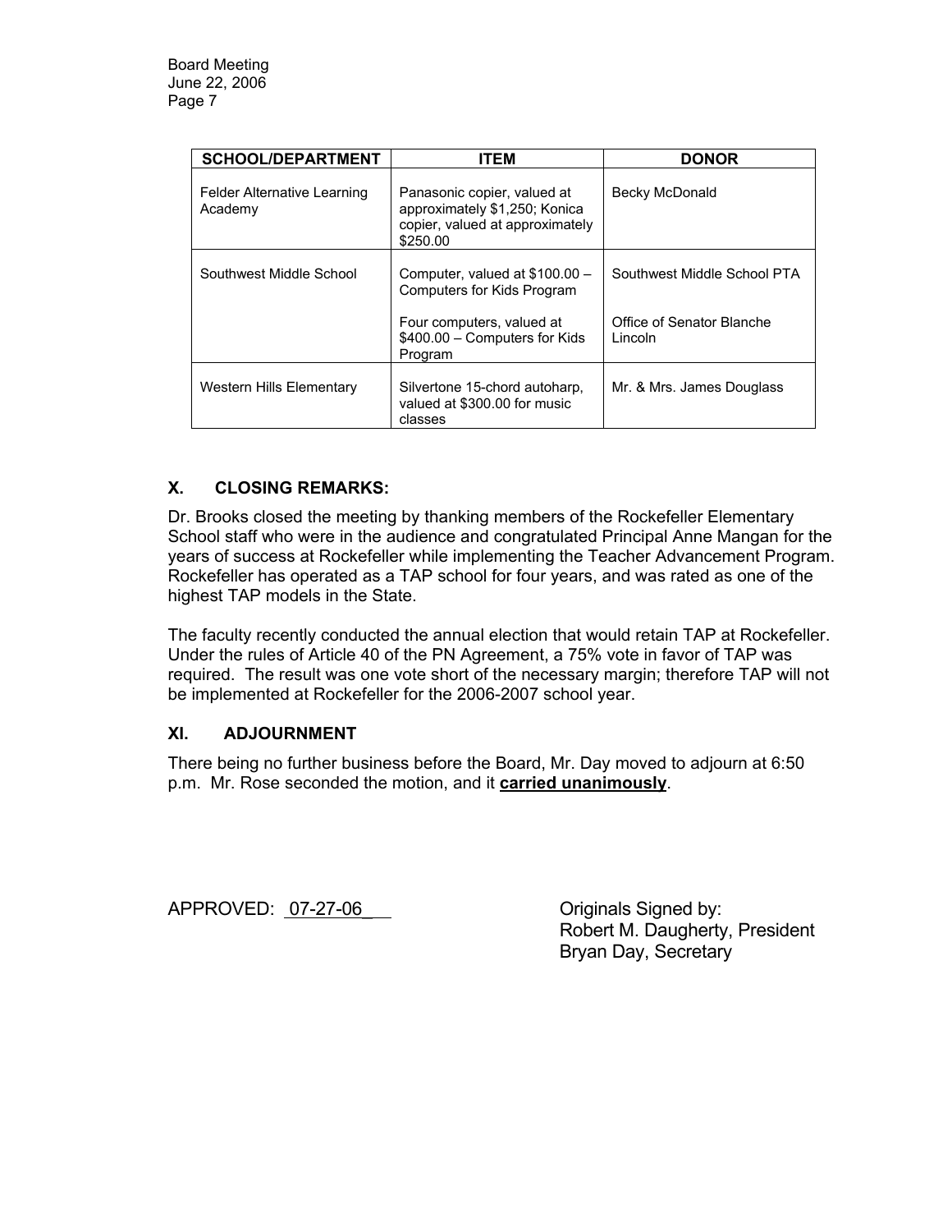| SCHOOL/DEPARTMENT | ITEM | DONOR |
| --- | --- | --- |
| Felder Alternative Learning Academy | Panasonic copier, valued at approximately $1,250; Konica copier, valued at approximately $250.00 | Becky McDonald |
| Southwest Middle School | Computer, valued at $100.00 – Computers for Kids Program | Southwest Middle School PTA |
| | Four computers, valued at $400.00 – Computers for Kids Program | Office of Senator Blanche Lincoln |
| Western Hills Elementary | Silvertone 15-chord autoharp, valued at $300.00 for music classes | Mr. & Mrs. James Douglass |

## X. CLOSING REMARKS:

Dr. Brooks closed the meeting by thanking members of the Rockefeller Elementary School staff who were in the audience and congratulated Principal Anne Mangan for the years of success at Rockefeller while implementing the Teacher Advancement Program. Rockefeller has operated as a TAP school for four years, and was rated as one of the highest TAP models in the State.

The faculty recently conducted the annual election that would retain TAP at Rockefeller. Under the rules of Article 40 of the PN Agreement, a 75% vote in favor of TAP was required. The result was one vote short of the necessary margin; therefore TAP will not be implemented at Rockefeller for the 2006-2007 school year.

## XI. ADJOURNMENT

There being no further business before the Board, Mr. Day moved to adjourn at 6:50 p.m. Mr. Rose seconded the motion, and it **carried unanimously**.

APPROVED: 07-27-06

Originals Signed by:
Robert M. Daugherty, President
Bryan Day, Secretary